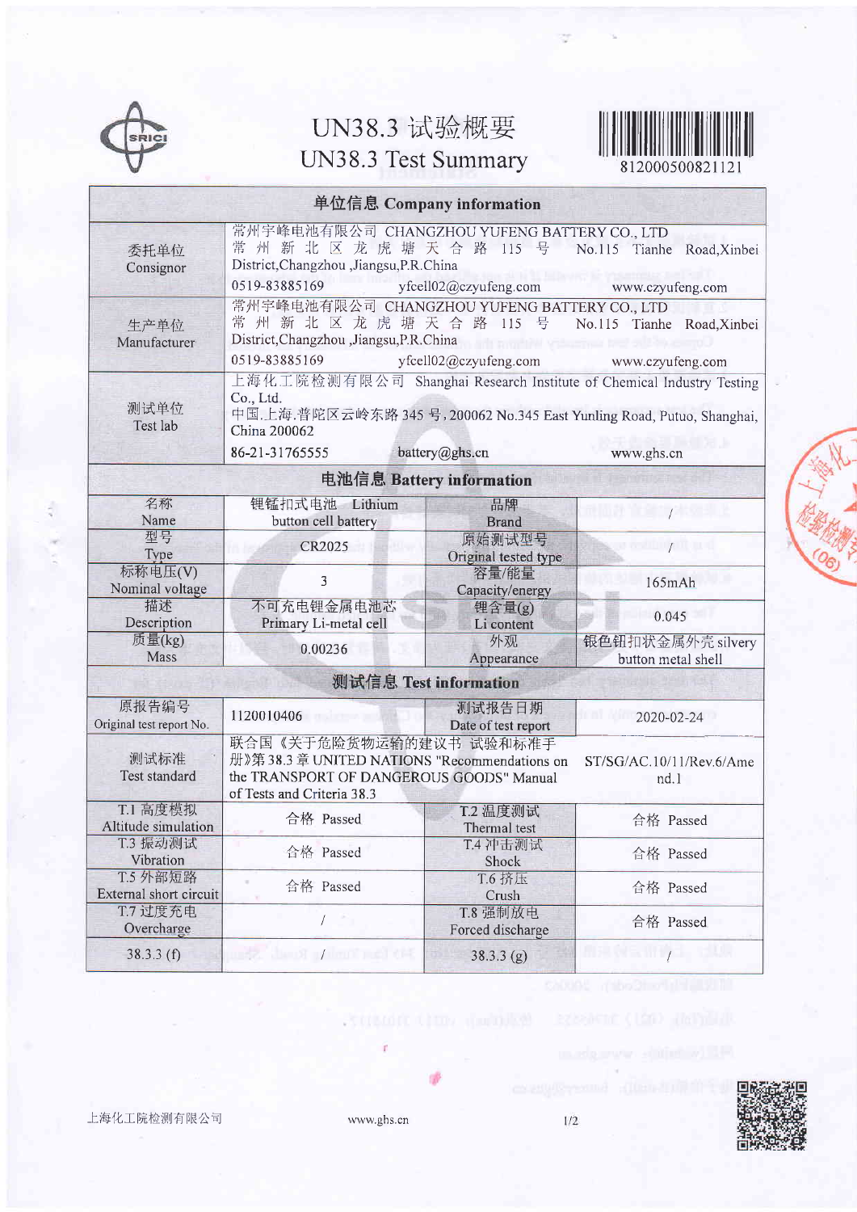# UN38.3 试验概要
# UN38.3 Test Summary

812000500821121

| 单位信息 Company information | |
|---|---|
| 委托单位 Consignor | 常州宇峰电池有限公司 CHANGZHOU YUFENG BATTERY CO., LTD<br>常州新北区龙虎塘天合路115号 No.115 Tianhe Road,Xinbei District,Changzhou ,Jiangsu,P.R.China<br>0519-83885169 yfcell02@czyufeng.com www.czyufeng.com |
| 生产单位 Manufacturer | 常州宇峰电池有限公司 CHANGZHOU YUFENG BATTERY CO., LTD<br>常州新北区龙虎塘天合路115号 No.115 Tianhe Road,Xinbei District,Changzhou ,Jiangsu,P.R.China<br>0519-83885169 yfcell02@czyufeng.com www.czyufeng.com |
| 测试单位 Test lab | 上海化工院检测有限公司 Shanghai Research Institute of Chemical Industry Testing Co., Ltd.<br>中国.上海.普陀区云岭东路345号,200062 No.345 East Yunling Road, Putuo, Shanghai, China 200062<br>86-21-31765555 battery@ghs.cn www.ghs.cn |

| 电池信息 Battery information | | | |
|---|---|---|---|
| 名称 Name | 锂锰扣式电池 Lithium button cell battery | 品牌 Brand | / |
| 型号 Type | CR2025 | 原始测试型号 Original tested type | / |
| 标称电压(V) Nominal voltage | 3 | 容量/能量 Capacity/energy | 165mAh |
| 描述 Description | 不可充电锂金属电池芯 Primary Li-metal cell | 锂含量(g) Li content | 0.045 |
| 质量(kg) Mass | 0.00236 | 外观 Appearance | 银色钮扣状金属外壳 silvery button metal shell |

| 测试信息 Test information | | | |
|---|---|---|---|
| 原报告编号 Original test report No. | 1120010406 | 测试报告日期 Date of test report | 2020-02-24 |
| 测试标准 Test standard | 联合国《关于危险货物运输的建议书 试验和标准手册》第38.3章 UNITED NATIONS "Recommendations on the TRANSPORT OF DANGEROUS GOODS" Manual of Tests and Criteria 38.3 | | ST/SG/AC.10/11/Rev.6/Amend.1 |
| T.1 高度模拟 Altitude simulation | 合格 Passed | T.2 温度测试 Thermal test | 合格 Passed |
| T.3 振动测试 Vibration | 合格 Passed | T.4 冲击测试 Shock | 合格 Passed |
| T.5 外部短路 External short circuit | 合格 Passed | T.6 挤压 Crush | 合格 Passed |
| T.7 过度充电 Overcharge | / | T.8 强制放电 Forced discharge | 合格 Passed |
| 38.3.3 (f) | / | 38.3.3 (g) | / |

上海化工院检测有限公司 www.ghs.cn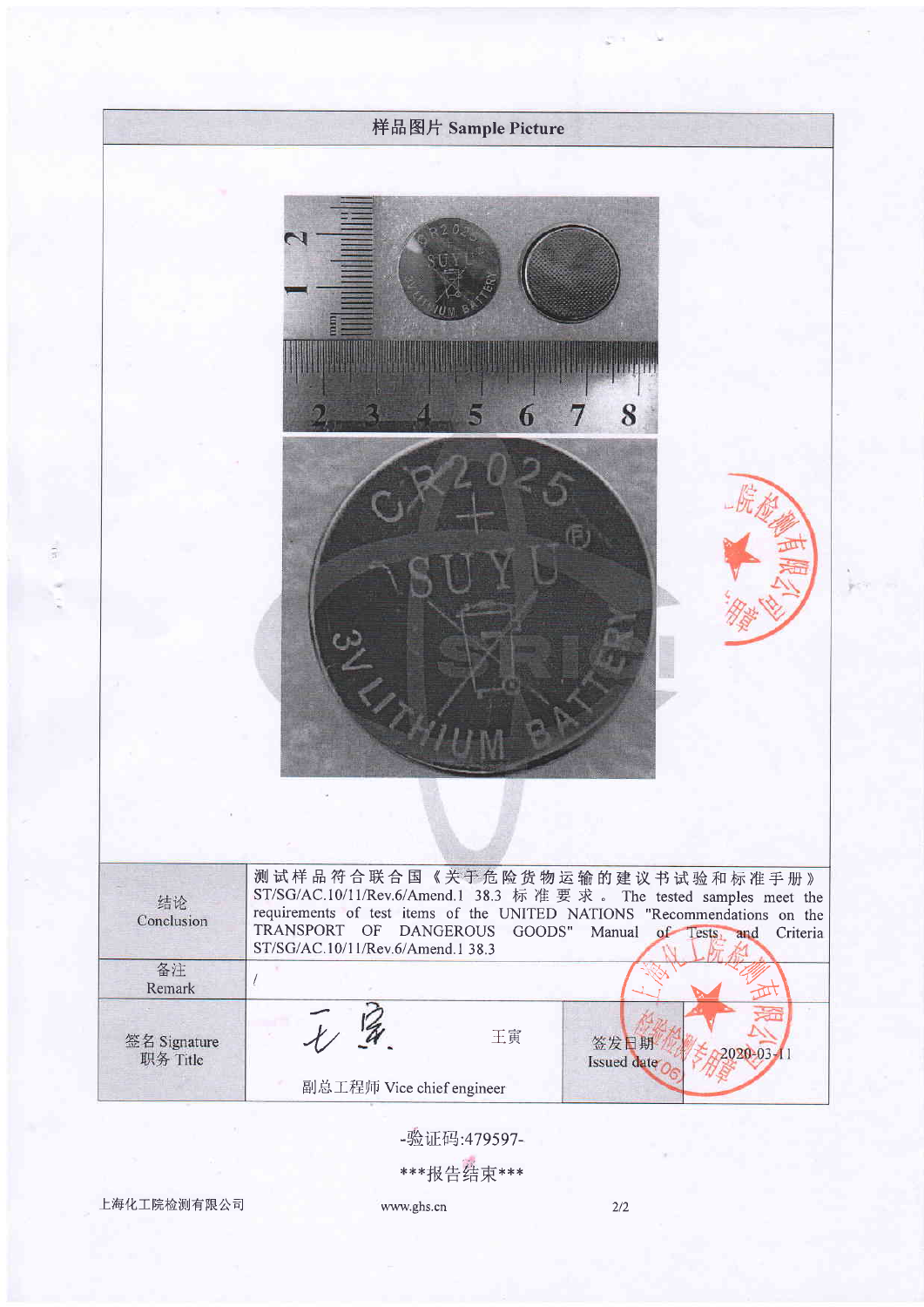## 样品图片 Sample Picture

| | |
|---|---|
| 结论 Conclusion | 测试样品符合联合国《关于危险货物运输的建议书试验和标准手册》ST/SG/AC.10/11/Rev.6/Amend.1 38.3 标准要求。The tested samples meet the requirements of test items of the UNITED NATIONS "Recommendations on the TRANSPORT OF DANGEROUS GOODS" Manual of Tests and Criteria ST/SG/AC.10/11/Rev.6/Amend.1 38.3 |
| 备注 Remark | / |
| 签名 Signature 职务 Title | 王寅 副总工程师 Vice chief engineer |
| 签发日期 Issued date | 2020-03-11 |

-验证码:479597-

\*\*\*报告结束\*\*\*

上海化工院检测有限公司 www.ghs.cn